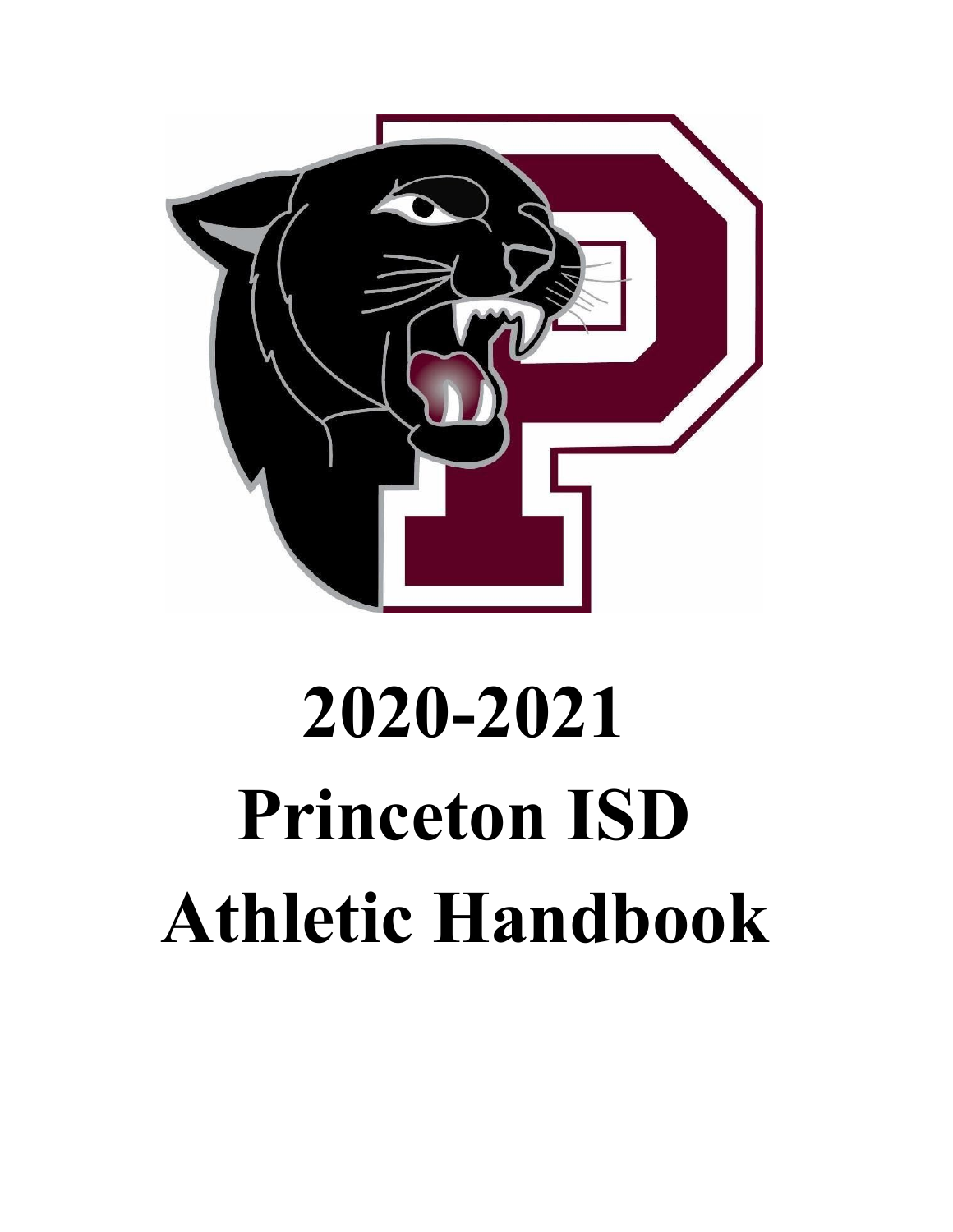# 2020-2021 Princeton ISD Athletic Handbook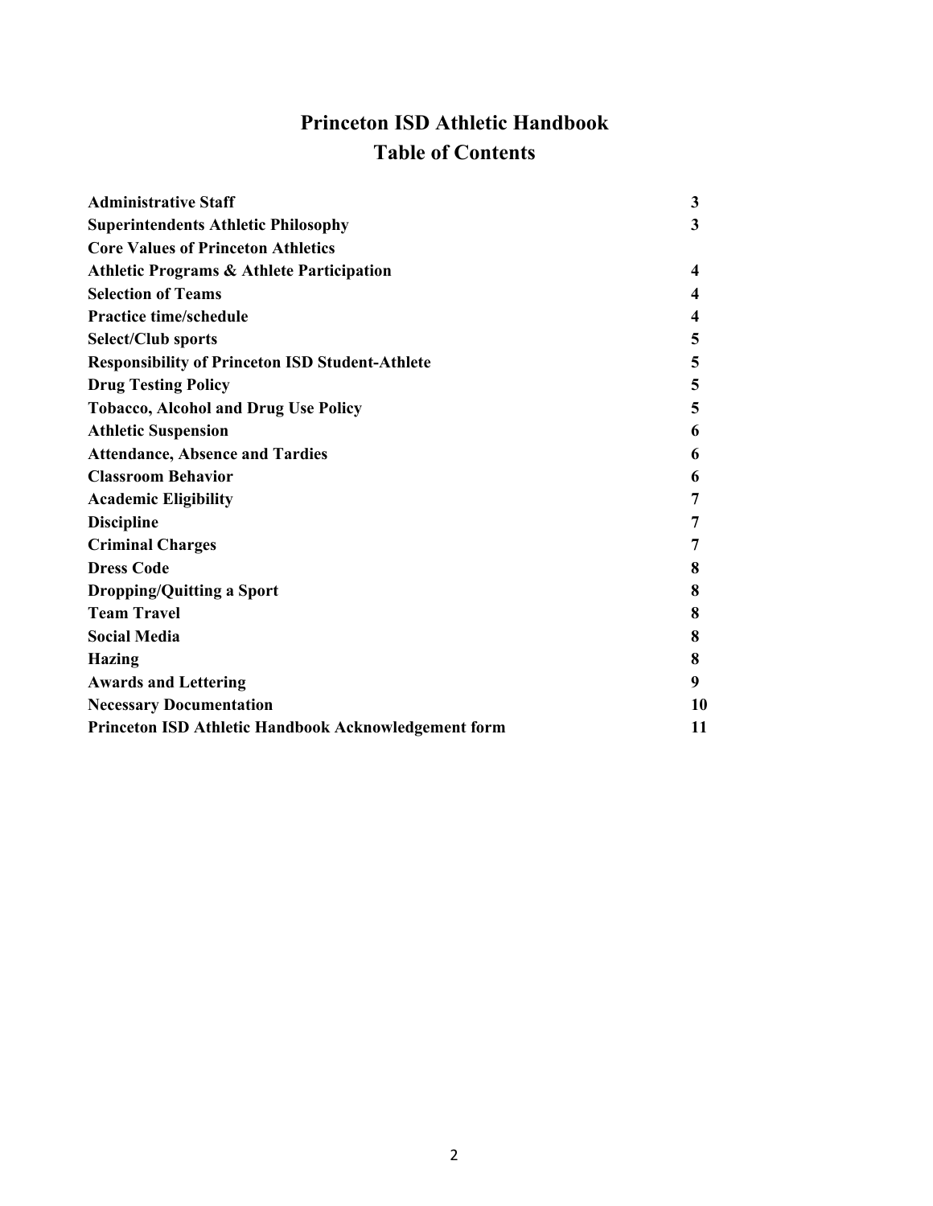# Princeton ISD Athletic Handbook
## Table of Contents

| | |
|---|---|
| **Administrative Staff** | **3** |
| **Superintendents Athletic Philosophy** | **3** |
| **Core Values of Princeton Athletics** | |
| **Athletic Programs & Athlete Participation** | **4** |
| **Selection of Teams** | **4** |
| **Practice time/schedule** | **4** |
| **Select/Club sports** | **5** |
| **Responsibility of Princeton ISD Student-Athlete** | **5** |
| **Drug Testing Policy** | **5** |
| **Tobacco, Alcohol and Drug Use Policy** | **5** |
| **Athletic Suspension** | **6** |
| **Attendance, Absence and Tardies** | **6** |
| **Classroom Behavior** | **6** |
| **Academic Eligibility** | **7** |
| **Discipline** | **7** |
| **Criminal Charges** | **7** |
| **Dress Code** | **8** |
| **Dropping/Quitting a Sport** | **8** |
| **Team Travel** | **8** |
| **Social Media** | **8** |
| **Hazing** | **8** |
| **Awards and Lettering** | **9** |
| **Necessary Documentation** | **10** |
| **Princeton ISD Athletic Handbook Acknowledgement form** | **11** |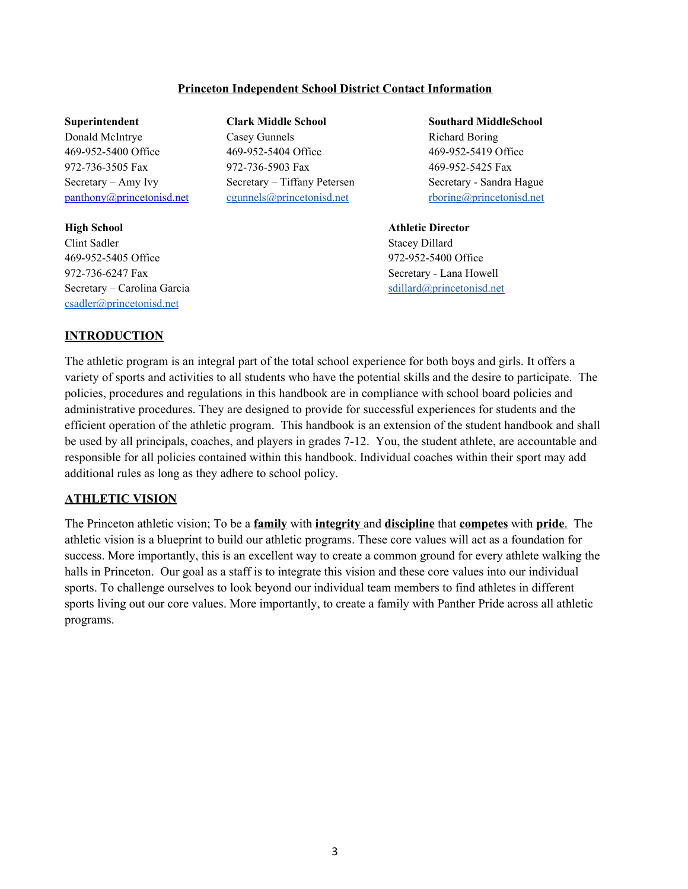## Princeton Independent School District Contact Information

**Superintendent**
Donald McIntrye
469-952-5400 Office
972-736-3505 Fax
Secretary – Amy Ivy
panthony@princetonisd.net

**Clark Middle School**
Casey Gunnels
469-952-5404 Office
972-736-5903 Fax
Secretary – Tiffany Petersen
cgunnels@princetonisd.net

**Southard MiddleSchool**
Richard Boring
469-952-5419 Office
469-952-5425 Fax
Secretary - Sandra Hague
rboring@princetonisd.net

**High School**
Clint Sadler
469-952-5405 Office
972-736-6247 Fax
Secretary – Carolina Garcia
csadler@princetonisd.net

**Athletic Director**
Stacey Dillard
972-952-5400 Office
Secretary - Lana Howell
sdillard@princetonisd.net

## INTRODUCTION

The athletic program is an integral part of the total school experience for both boys and girls. It offers a variety of sports and activities to all students who have the potential skills and the desire to participate. The policies, procedures and regulations in this handbook are in compliance with school board policies and administrative procedures. They are designed to provide for successful experiences for students and the efficient operation of the athletic program. This handbook is an extension of the student handbook and shall be used by all principals, coaches, and players in grades 7-12. You, the student athlete, are accountable and responsible for all policies contained within this handbook. Individual coaches within their sport may add additional rules as long as they adhere to school policy.

## ATHLETIC VISION

The Princeton athletic vision; To be a **family** with **integrity** and **discipline** that **competes** with **pride**. The athletic vision is a blueprint to build our athletic programs. These core values will act as a foundation for success. More importantly, this is an excellent way to create a common ground for every athlete walking the halls in Princeton. Our goal as a staff is to integrate this vision and these core values into our individual sports. To challenge ourselves to look beyond our individual team members to find athletes in different sports living out our core values. More importantly, to create a family with Panther Pride across all athletic programs.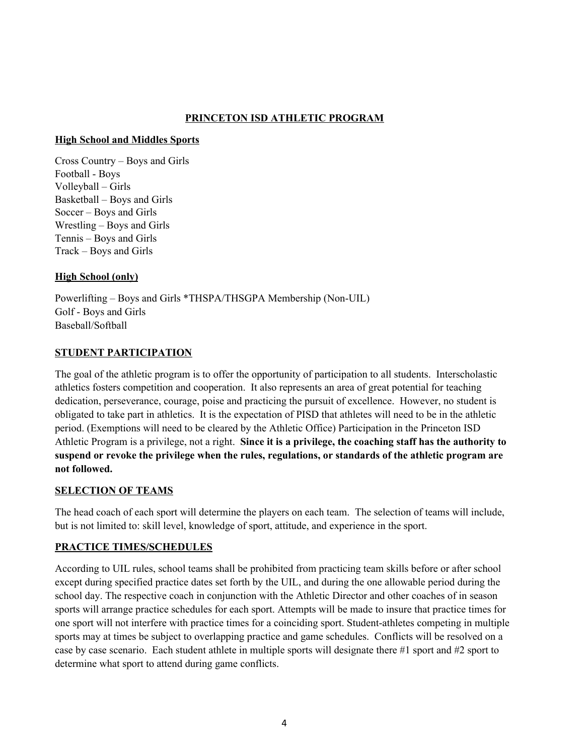# PRINCETON ISD ATHLETIC PROGRAM

## High School and Middles Sports

Cross Country – Boys and Girls
Football - Boys
Volleyball – Girls
Basketball – Boys and Girls
Soccer – Boys and Girls
Wrestling – Boys and Girls
Tennis – Boys and Girls
Track – Boys and Girls

## High School (only)

Powerlifting – Boys and Girls *THSPA/THSGPA Membership (Non-UIL)
Golf - Boys and Girls
Baseball/Softball

## STUDENT PARTICIPATION

The goal of the athletic program is to offer the opportunity of participation to all students. Interscholastic athletics fosters competition and cooperation. It also represents an area of great potential for teaching dedication, perseverance, courage, poise and practicing the pursuit of excellence. However, no student is obligated to take part in athletics. It is the expectation of PISD that athletes will need to be in the athletic period. (Exemptions will need to be cleared by the Athletic Office) Participation in the Princeton ISD Athletic Program is a privilege, not a right. **Since it is a privilege, the coaching staff has the authority to suspend or revoke the privilege when the rules, regulations, or standards of the athletic program are not followed.**

## SELECTION OF TEAMS

The head coach of each sport will determine the players on each team. The selection of teams will include, but is not limited to: skill level, knowledge of sport, attitude, and experience in the sport.

## PRACTICE TIMES/SCHEDULES

According to UIL rules, school teams shall be prohibited from practicing team skills before or after school except during specified practice dates set forth by the UIL, and during the one allowable period during the school day. The respective coach in conjunction with the Athletic Director and other coaches of in season sports will arrange practice schedules for each sport. Attempts will be made to insure that practice times for one sport will not interfere with practice times for a coinciding sport. Student-athletes competing in multiple sports may at times be subject to overlapping practice and game schedules. Conflicts will be resolved on a case by case scenario. Each student athlete in multiple sports will designate there #1 sport and #2 sport to determine what sport to attend during game conflicts.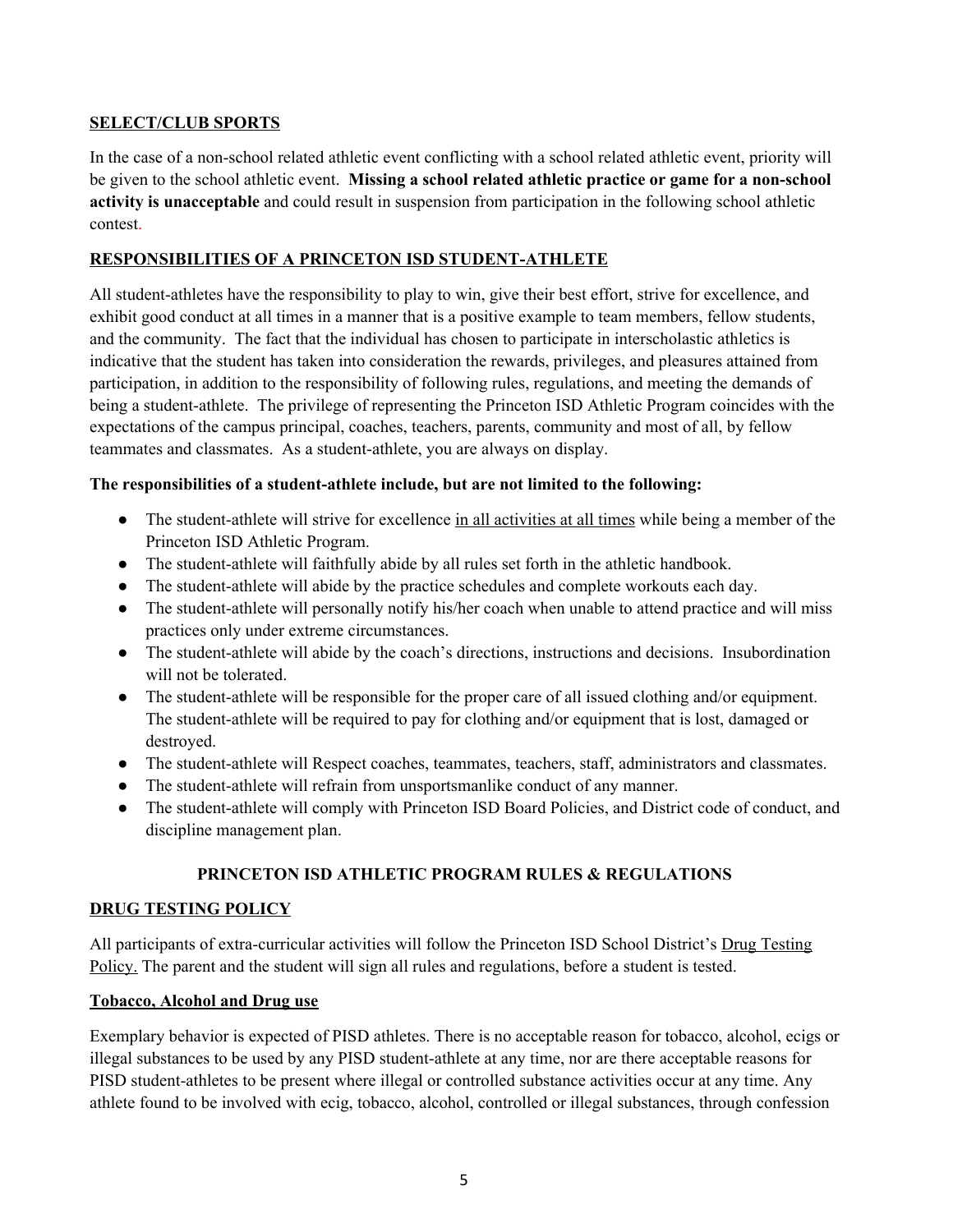## SELECT/CLUB SPORTS

In the case of a non-school related athletic event conflicting with a school related athletic event, priority will be given to the school athletic event. **Missing a school related athletic practice or game for a non-school activity is unacceptable** and could result in suspension from participation in the following school athletic contest.

## RESPONSIBILITIES OF A PRINCETON ISD STUDENT-ATHLETE

All student-athletes have the responsibility to play to win, give their best effort, strive for excellence, and exhibit good conduct at all times in a manner that is a positive example to team members, fellow students, and the community. The fact that the individual has chosen to participate in interscholastic athletics is indicative that the student has taken into consideration the rewards, privileges, and pleasures attained from participation, in addition to the responsibility of following rules, regulations, and meeting the demands of being a student-athlete. The privilege of representing the Princeton ISD Athletic Program coincides with the expectations of the campus principal, coaches, teachers, parents, community and most of all, by fellow teammates and classmates. As a student-athlete, you are always on display.

**The responsibilities of a student-athlete include, but are not limited to the following:**

- The student-athlete will strive for excellence in all activities at all times while being a member of the Princeton ISD Athletic Program.
- The student-athlete will faithfully abide by all rules set forth in the athletic handbook.
- The student-athlete will abide by the practice schedules and complete workouts each day.
- The student-athlete will personally notify his/her coach when unable to attend practice and will miss practices only under extreme circumstances.
- The student-athlete will abide by the coach's directions, instructions and decisions. Insubordination will not be tolerated.
- The student-athlete will be responsible for the proper care of all issued clothing and/or equipment. The student-athlete will be required to pay for clothing and/or equipment that is lost, damaged or destroyed.
- The student-athlete will Respect coaches, teammates, teachers, staff, administrators and classmates.
- The student-athlete will refrain from unsportsmanlike conduct of any manner.
- The student-athlete will comply with Princeton ISD Board Policies, and District code of conduct, and discipline management plan.

# PRINCETON ISD ATHLETIC PROGRAM RULES & REGULATIONS

## DRUG TESTING POLICY

All participants of extra-curricular activities will follow the Princeton ISD School District's Drug Testing Policy. The parent and the student will sign all rules and regulations, before a student is tested.

## Tobacco, Alcohol and Drug use

Exemplary behavior is expected of PISD athletes. There is no acceptable reason for tobacco, alcohol, ecigs or illegal substances to be used by any PISD student-athlete at any time, nor are there acceptable reasons for PISD student-athletes to be present where illegal or controlled substance activities occur at any time. Any athlete found to be involved with ecig, tobacco, alcohol, controlled or illegal substances, through confession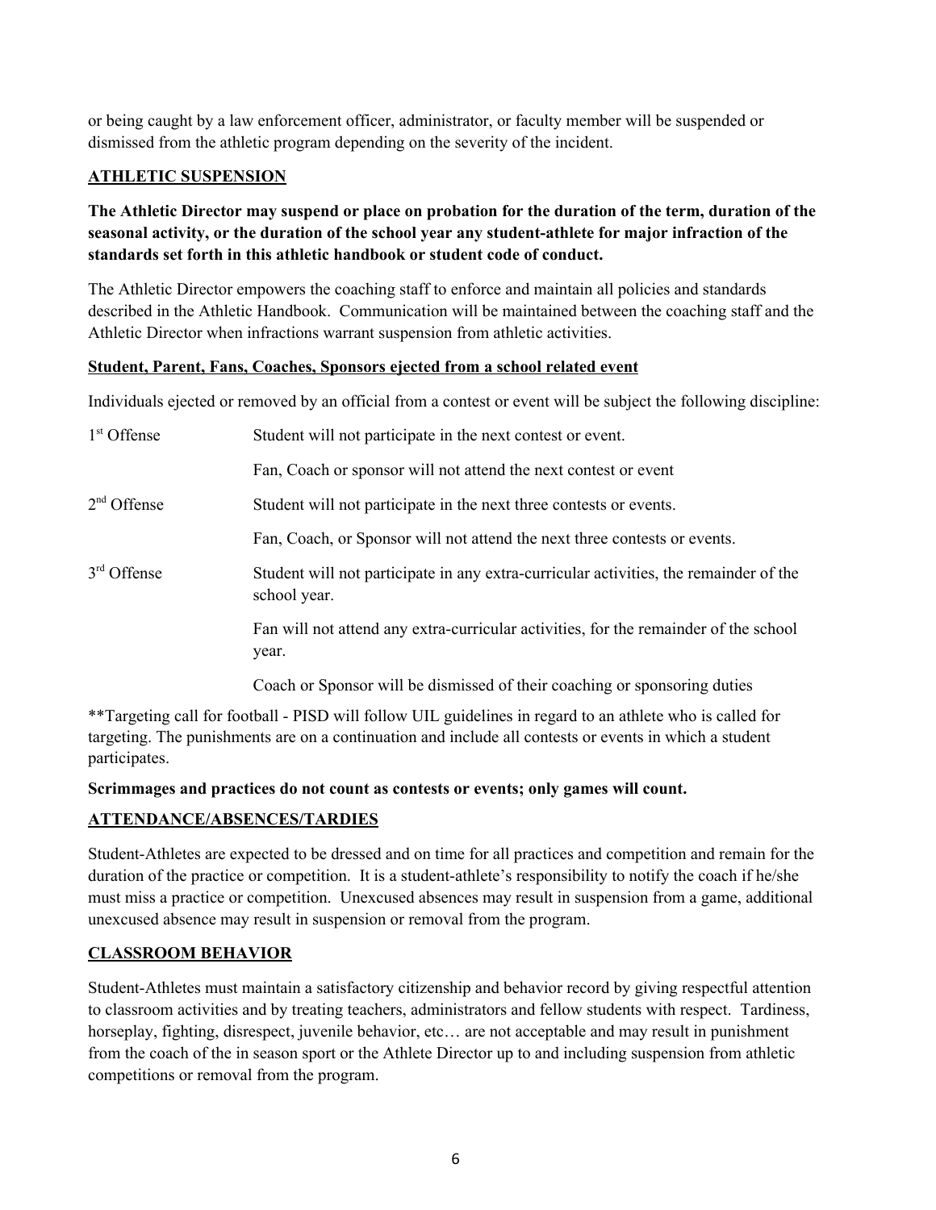or being caught by a law enforcement officer, administrator, or faculty member will be suspended or dismissed from the athletic program depending on the severity of the incident.

## ATHLETIC SUSPENSION

**The Athletic Director may suspend or place on probation for the duration of the term, duration of the seasonal activity, or the duration of the school year any student-athlete for major infraction of the standards set forth in this athletic handbook or student code of conduct.**

The Athletic Director empowers the coaching staff to enforce and maintain all policies and standards described in the Athletic Handbook. Communication will be maintained between the coaching staff and the Athletic Director when infractions warrant suspension from athletic activities.

### Student, Parent, Fans, Coaches, Sponsors ejected from a school related event

Individuals ejected or removed by an official from a contest or event will be subject the following discipline:

| | |
|---|---|
| 1st Offense | Student will not participate in the next contest or event. |
| | Fan, Coach or sponsor will not attend the next contest or event |
| 2nd Offense | Student will not participate in the next three contests or events. |
| | Fan, Coach, or Sponsor will not attend the next three contests or events. |
| 3rd Offense | Student will not participate in any extra-curricular activities, the remainder of the school year. |
| | Fan will not attend any extra-curricular activities, for the remainder of the school year. |
| | Coach or Sponsor will be dismissed of their coaching or sponsoring duties |

**Targeting call for football - PISD will follow UIL guidelines in regard to an athlete who is called for targeting. The punishments are on a continuation and include all contests or events in which a student participates.

**Scrimmages and practices do not count as contests or events; only games will count.**

## ATTENDANCE/ABSENCES/TARDIES

Student-Athletes are expected to be dressed and on time for all practices and competition and remain for the duration of the practice or competition. It is a student-athlete's responsibility to notify the coach if he/she must miss a practice or competition. Unexcused absences may result in suspension from a game, additional unexcused absence may result in suspension or removal from the program.

## CLASSROOM BEHAVIOR

Student-Athletes must maintain a satisfactory citizenship and behavior record by giving respectful attention to classroom activities and by treating teachers, administrators and fellow students with respect. Tardiness, horseplay, fighting, disrespect, juvenile behavior, etc… are not acceptable and may result in punishment from the coach of the in season sport or the Athlete Director up to and including suspension from athletic competitions or removal from the program.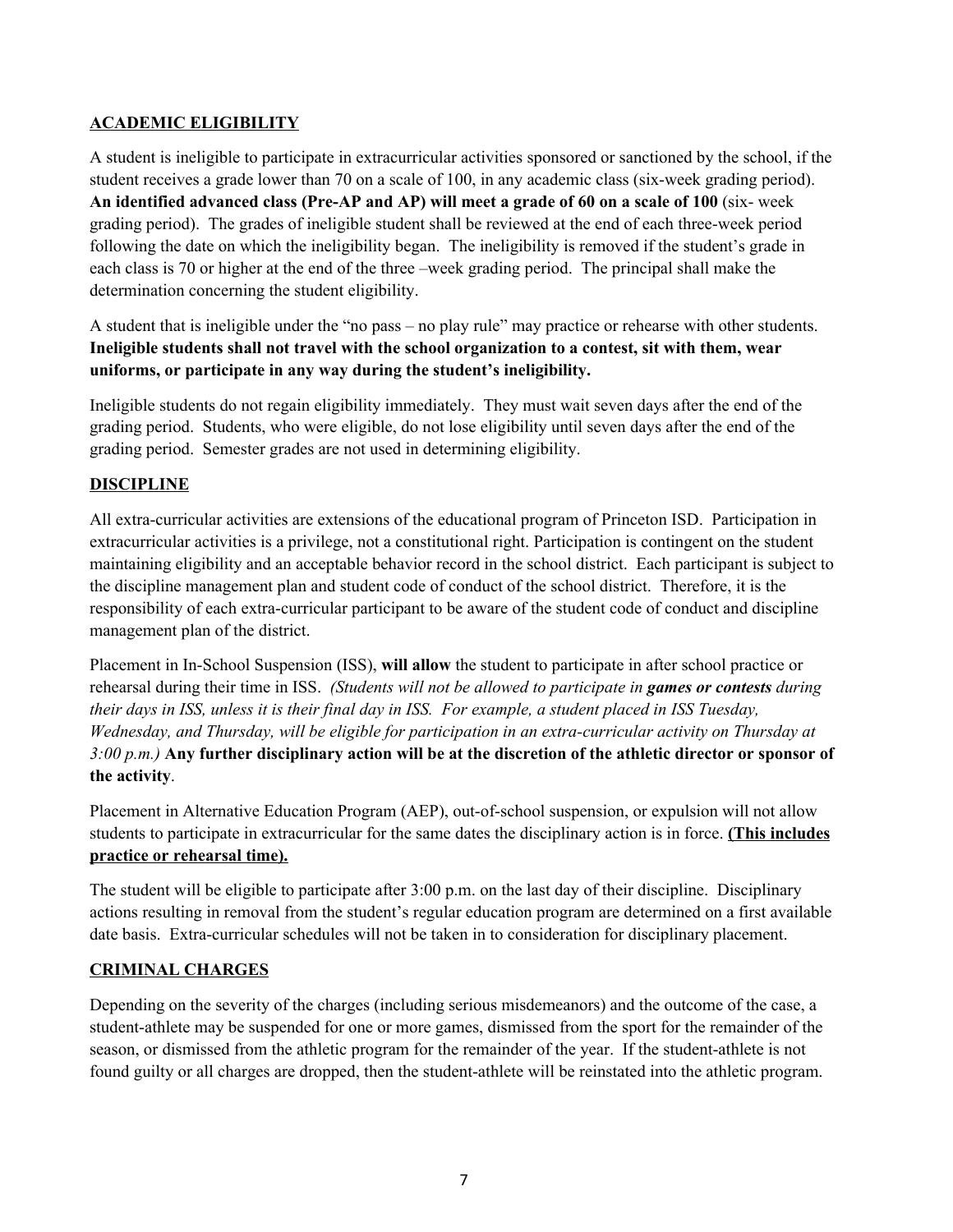## ACADEMIC ELIGIBILITY

A student is ineligible to participate in extracurricular activities sponsored or sanctioned by the school, if the student receives a grade lower than 70 on a scale of 100, in any academic class (six-week grading period). **An identified advanced class (Pre-AP and AP) will meet a grade of 60 on a scale of 100** (six- week grading period). The grades of ineligible student shall be reviewed at the end of each three-week period following the date on which the ineligibility began. The ineligibility is removed if the student's grade in each class is 70 or higher at the end of the three –week grading period. The principal shall make the determination concerning the student eligibility.

A student that is ineligible under the "no pass – no play rule" may practice or rehearse with other students. **Ineligible students shall not travel with the school organization to a contest, sit with them, wear uniforms, or participate in any way during the student's ineligibility.**

Ineligible students do not regain eligibility immediately. They must wait seven days after the end of the grading period. Students, who were eligible, do not lose eligibility until seven days after the end of the grading period. Semester grades are not used in determining eligibility.

## DISCIPLINE

All extra-curricular activities are extensions of the educational program of Princeton ISD. Participation in extracurricular activities is a privilege, not a constitutional right. Participation is contingent on the student maintaining eligibility and an acceptable behavior record in the school district. Each participant is subject to the discipline management plan and student code of conduct of the school district. Therefore, it is the responsibility of each extra-curricular participant to be aware of the student code of conduct and discipline management plan of the district.

Placement in In-School Suspension (ISS), **will allow** the student to participate in after school practice or rehearsal during their time in ISS. *(Students will not be allowed to participate in **games or contests** during their days in ISS, unless it is their final day in ISS. For example, a student placed in ISS Tuesday, Wednesday, and Thursday, will be eligible for participation in an extra-curricular activity on Thursday at 3:00 p.m.)* **Any further disciplinary action will be at the discretion of the athletic director or sponsor of the activity**.

Placement in Alternative Education Program (AEP), out-of-school suspension, or expulsion will not allow students to participate in extracurricular for the same dates the disciplinary action is in force. **(This includes practice or rehearsal time).**

The student will be eligible to participate after 3:00 p.m. on the last day of their discipline. Disciplinary actions resulting in removal from the student's regular education program are determined on a first available date basis. Extra-curricular schedules will not be taken in to consideration for disciplinary placement.

## CRIMINAL CHARGES

Depending on the severity of the charges (including serious misdemeanors) and the outcome of the case, a student-athlete may be suspended for one or more games, dismissed from the sport for the remainder of the season, or dismissed from the athletic program for the remainder of the year. If the student-athlete is not found guilty or all charges are dropped, then the student-athlete will be reinstated into the athletic program.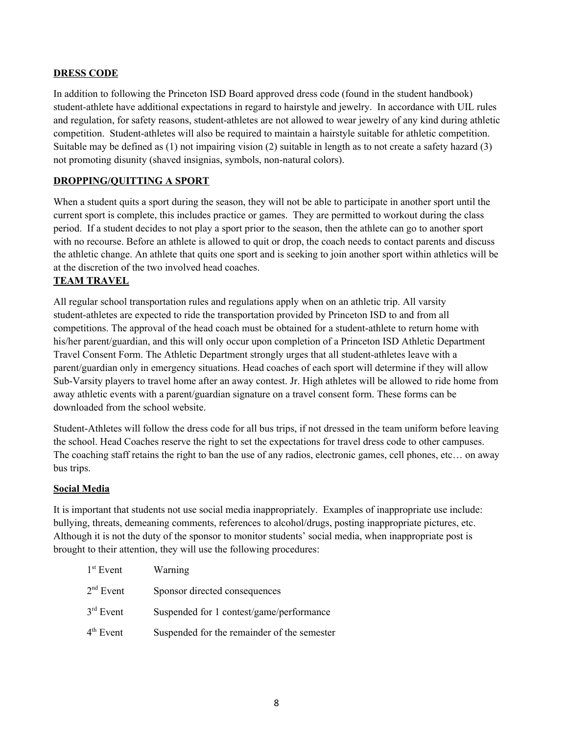**DRESS CODE**

In addition to following the Princeton ISD Board approved dress code (found in the student handbook) student-athlete have additional expectations in regard to hairstyle and jewelry. In accordance with UIL rules and regulation, for safety reasons, student-athletes are not allowed to wear jewelry of any kind during athletic competition. Student-athletes will also be required to maintain a hairstyle suitable for athletic competition. Suitable may be defined as (1) not impairing vision (2) suitable in length as to not create a safety hazard (3) not promoting disunity (shaved insignias, symbols, non-natural colors).

**DROPPING/QUITTING A SPORT**

When a student quits a sport during the season, they will not be able to participate in another sport until the current sport is complete, this includes practice or games. They are permitted to workout during the class period. If a student decides to not play a sport prior to the season, then the athlete can go to another sport with no recourse. Before an athlete is allowed to quit or drop, the coach needs to contact parents and discuss the athletic change. An athlete that quits one sport and is seeking to join another sport within athletics will be at the discretion of the two involved head coaches.

**TEAM TRAVEL**

All regular school transportation rules and regulations apply when on an athletic trip. All varsity student-athletes are expected to ride the transportation provided by Princeton ISD to and from all competitions. The approval of the head coach must be obtained for a student-athlete to return home with his/her parent/guardian, and this will only occur upon completion of a Princeton ISD Athletic Department Travel Consent Form. The Athletic Department strongly urges that all student-athletes leave with a parent/guardian only in emergency situations. Head coaches of each sport will determine if they will allow Sub-Varsity players to travel home after an away contest. Jr. High athletes will be allowed to ride home from away athletic events with a parent/guardian signature on a travel consent form. These forms can be downloaded from the school website.

Student-Athletes will follow the dress code for all bus trips, if not dressed in the team uniform before leaving the school. Head Coaches reserve the right to set the expectations for travel dress code to other campuses. The coaching staff retains the right to ban the use of any radios, electronic games, cell phones, etc… on away bus trips.

**Social Media**

It is important that students not use social media inappropriately. Examples of inappropriate use include: bullying, threats, demeaning comments, references to alcohol/drugs, posting inappropriate pictures, etc. Although it is not the duty of the sponsor to monitor students' social media, when inappropriate post is brought to their attention, they will use the following procedures:

| | |
|---|---|
| 1st Event | Warning |
| 2nd Event | Sponsor directed consequences |
| 3rd Event | Suspended for 1 contest/game/performance |
| 4th Event | Suspended for the remainder of the semester |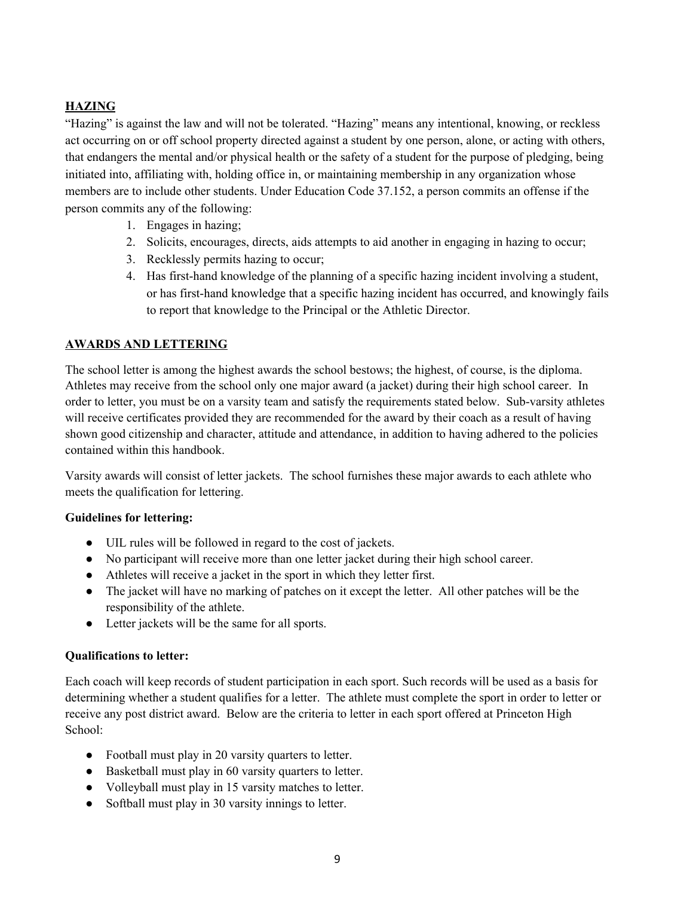## HAZING

"Hazing" is against the law and will not be tolerated. "Hazing" means any intentional, knowing, or reckless act occurring on or off school property directed against a student by one person, alone, or acting with others, that endangers the mental and/or physical health or the safety of a student for the purpose of pledging, being initiated into, affiliating with, holding office in, or maintaining membership in any organization whose members are to include other students. Under Education Code 37.152, a person commits an offense if the person commits any of the following:

1. Engages in hazing;
2. Solicits, encourages, directs, aids attempts to aid another in engaging in hazing to occur;
3. Recklessly permits hazing to occur;
4. Has first-hand knowledge of the planning of a specific hazing incident involving a student, or has first-hand knowledge that a specific hazing incident has occurred, and knowingly fails to report that knowledge to the Principal or the Athletic Director.

## AWARDS AND LETTERING

The school letter is among the highest awards the school bestows; the highest, of course, is the diploma. Athletes may receive from the school only one major award (a jacket) during their high school career. In order to letter, you must be on a varsity team and satisfy the requirements stated below. Sub-varsity athletes will receive certificates provided they are recommended for the award by their coach as a result of having shown good citizenship and character, attitude and attendance, in addition to having adhered to the policies contained within this handbook.

Varsity awards will consist of letter jackets. The school furnishes these major awards to each athlete who meets the qualification for lettering.

**Guidelines for lettering:**

- UIL rules will be followed in regard to the cost of jackets.
- No participant will receive more than one letter jacket during their high school career.
- Athletes will receive a jacket in the sport in which they letter first.
- The jacket will have no marking of patches on it except the letter. All other patches will be the responsibility of the athlete.
- Letter jackets will be the same for all sports.

**Qualifications to letter:**

Each coach will keep records of student participation in each sport. Such records will be used as a basis for determining whether a student qualifies for a letter. The athlete must complete the sport in order to letter or receive any post district award. Below are the criteria to letter in each sport offered at Princeton High School:

- Football must play in 20 varsity quarters to letter.
- Basketball must play in 60 varsity quarters to letter.
- Volleyball must play in 15 varsity matches to letter.
- Softball must play in 30 varsity innings to letter.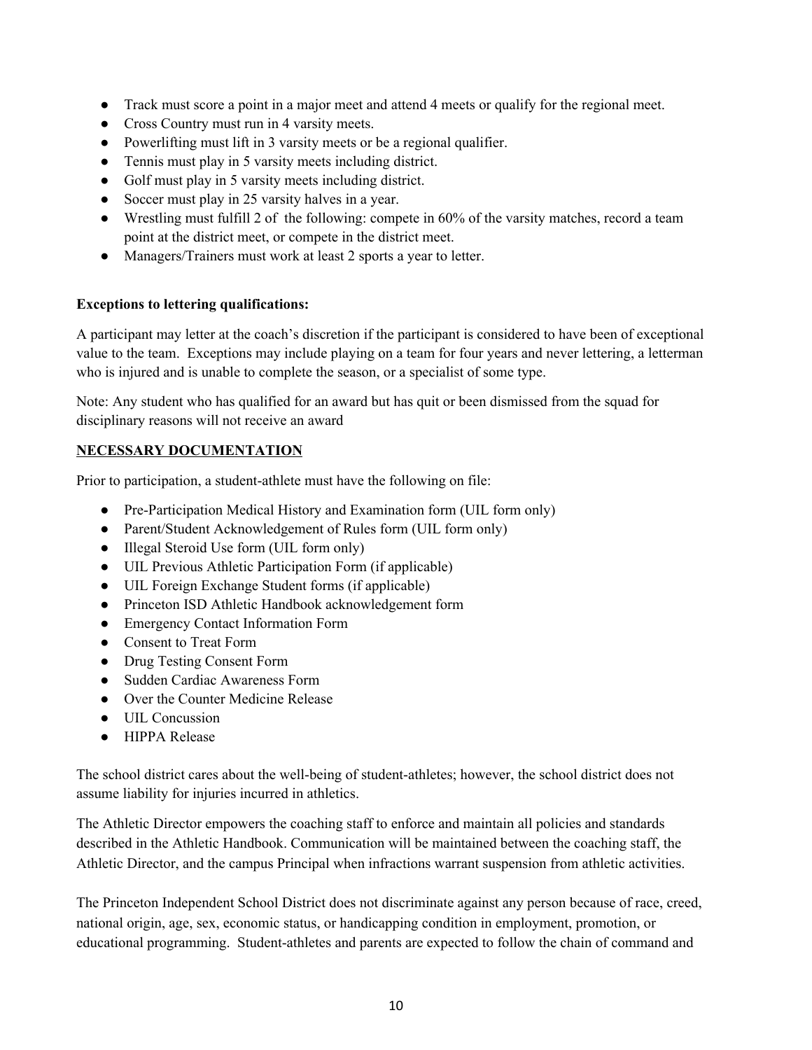- Track must score a point in a major meet and attend 4 meets or qualify for the regional meet.
- Cross Country must run in 4 varsity meets.
- Powerlifting must lift in 3 varsity meets or be a regional qualifier.
- Tennis must play in 5 varsity meets including district.
- Golf must play in 5 varsity meets including district.
- Soccer must play in 25 varsity halves in a year.
- Wrestling must fulfill 2 of  the following: compete in 60% of the varsity matches, record a team point at the district meet, or compete in the district meet.
- Managers/Trainers must work at least 2 sports a year to letter.

**Exceptions to lettering qualifications:**

A participant may letter at the coach's discretion if the participant is considered to have been of exceptional value to the team.  Exceptions may include playing on a team for four years and never lettering, a letterman who is injured and is unable to complete the season, or a specialist of some type.

Note: Any student who has qualified for an award but has quit or been dismissed from the squad for disciplinary reasons will not receive an award

**NECESSARY DOCUMENTATION**

Prior to participation, a student-athlete must have the following on file:

- Pre-Participation Medical History and Examination form (UIL form only)
- Parent/Student Acknowledgement of Rules form (UIL form only)
- Illegal Steroid Use form (UIL form only)
- UIL Previous Athletic Participation Form (if applicable)
- UIL Foreign Exchange Student forms (if applicable)
- Princeton ISD Athletic Handbook acknowledgement form
- Emergency Contact Information Form
- Consent to Treat Form
- Drug Testing Consent Form
- Sudden Cardiac Awareness Form
- Over the Counter Medicine Release
- UIL Concussion
- HIPPA Release

The school district cares about the well-being of student-athletes; however, the school district does not assume liability for injuries incurred in athletics.

The Athletic Director empowers the coaching staff to enforce and maintain all policies and standards described in the Athletic Handbook. Communication will be maintained between the coaching staff, the Athletic Director, and the campus Principal when infractions warrant suspension from athletic activities.

The Princeton Independent School District does not discriminate against any person because of race, creed, national origin, age, sex, economic status, or handicapping condition in employment, promotion, or educational programming.  Student-athletes and parents are expected to follow the chain of command and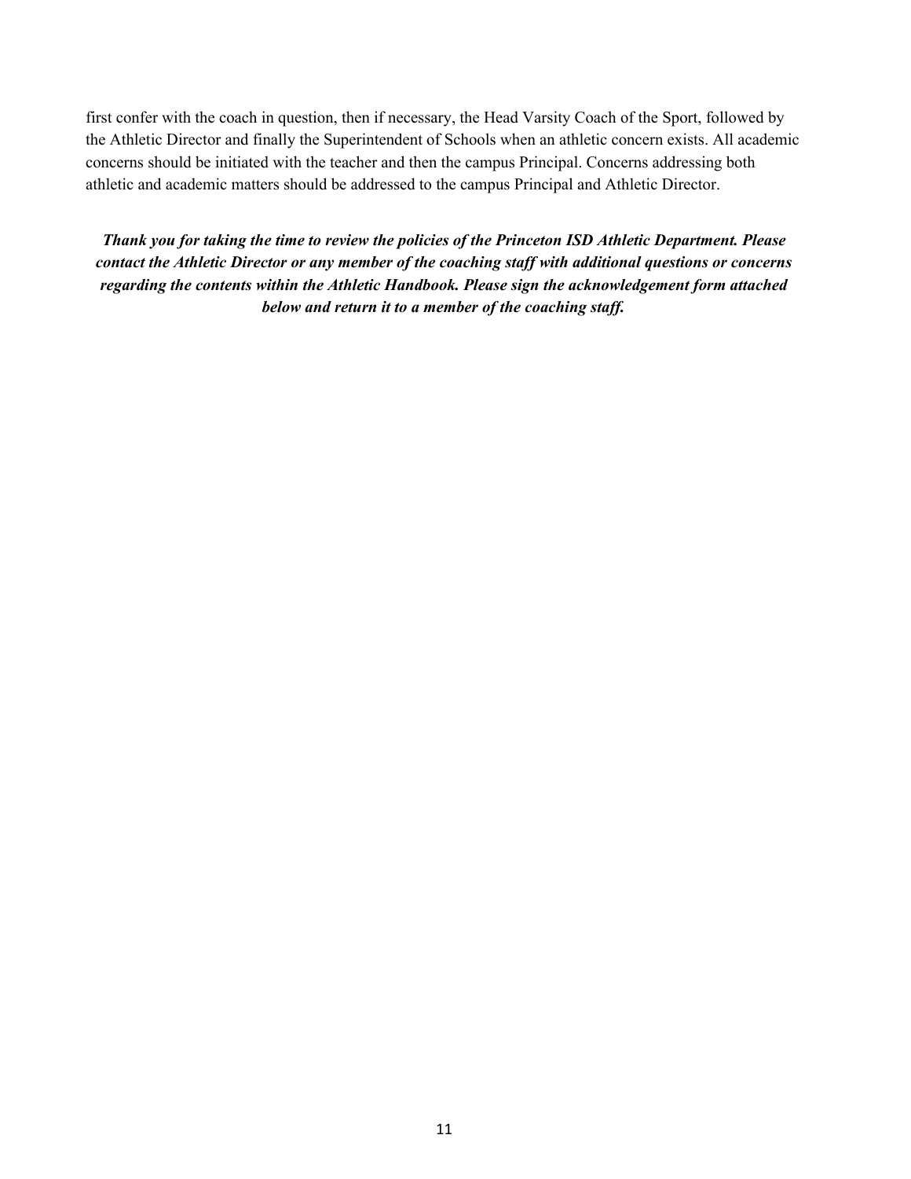first confer with the coach in question, then if necessary, the Head Varsity Coach of the Sport, followed by the Athletic Director and finally the Superintendent of Schools when an athletic concern exists. All academic concerns should be initiated with the teacher and then the campus Principal. Concerns addressing both athletic and academic matters should be addressed to the campus Principal and Athletic Director.

***Thank you for taking the time to review the policies of the Princeton ISD Athletic Department. Please contact the Athletic Director or any member of the coaching staff with additional questions or concerns regarding the contents within the Athletic Handbook. Please sign the acknowledgement form attached below and return it to a member of the coaching staff.***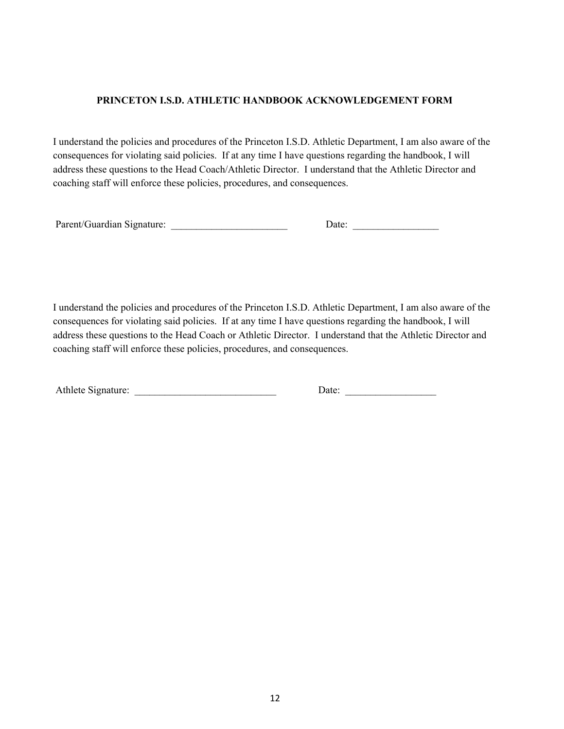**PRINCETON I.S.D. ATHLETIC HANDBOOK ACKNOWLEDGEMENT FORM**

I understand the policies and procedures of the Princeton I.S.D. Athletic Department, I am also aware of the consequences for violating said policies. If at any time I have questions regarding the handbook, I will address these questions to the Head Coach/Athletic Director. I understand that the Athletic Director and coaching staff will enforce these policies, procedures, and consequences.

Parent/Guardian Signature: _______________________ Date: _________________

I understand the policies and procedures of the Princeton I.S.D. Athletic Department, I am also aware of the consequences for violating said policies. If at any time I have questions regarding the handbook, I will address these questions to the Head Coach or Athletic Director. I understand that the Athletic Director and coaching staff will enforce these policies, procedures, and consequences.

Athlete Signature: ____________________________ Date: __________________